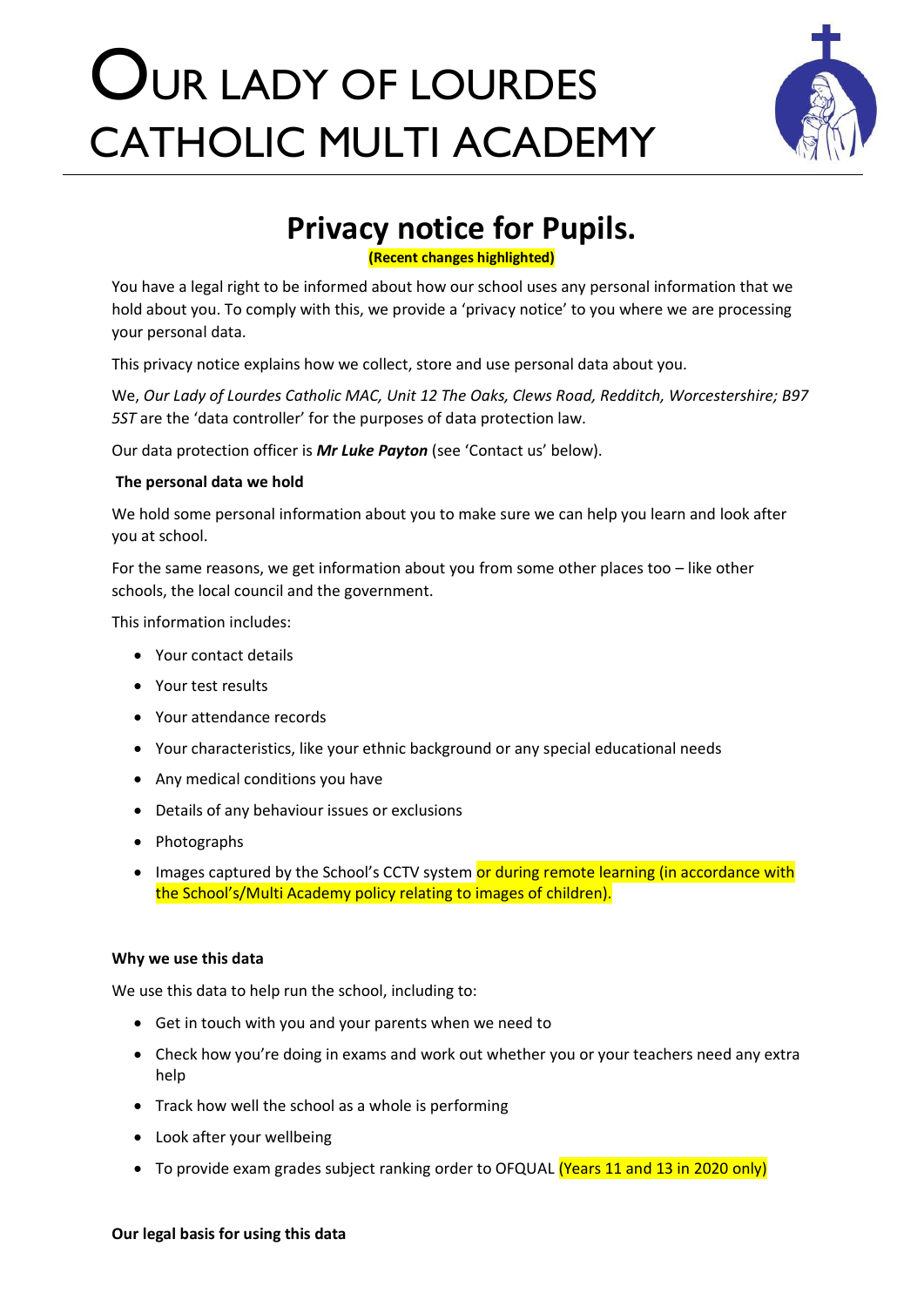# OUR LADY OF LOURDES CATHOLIC MULTI ACADEMY

## Privacy notice for Pupils.

**(Recent changes highlighted)**

You have a legal right to be informed about how our school uses any personal information that we hold about you. To comply with this, we provide a 'privacy notice' to you where we are processing your personal data.

This privacy notice explains how we collect, store and use personal data about you.

We, *Our Lady of Lourdes Catholic MAC, Unit 12 The Oaks, Clews Road, Redditch, Worcestershire; B97 5ST* are the 'data controller' for the purposes of data protection law.

Our data protection officer is ***Mr Luke Payton*** (see 'Contact us' below).

**The personal data we hold**

We hold some personal information about you to make sure we can help you learn and look after you at school.

For the same reasons, we get information about you from some other places too – like other schools, the local council and the government.

This information includes:

- Your contact details
- Your test results
- Your attendance records
- Your characteristics, like your ethnic background or any special educational needs
- Any medical conditions you have
- Details of any behaviour issues or exclusions
- Photographs
- Images captured by the School's CCTV system or during remote learning (in accordance with the School's/Multi Academy policy relating to images of children).

**Why we use this data**

We use this data to help run the school, including to:

- Get in touch with you and your parents when we need to
- Check how you're doing in exams and work out whether you or your teachers need any extra help
- Track how well the school as a whole is performing
- Look after your wellbeing
- To provide exam grades subject ranking order to OFQUAL (Years 11 and 13 in 2020 only)

**Our legal basis for using this data**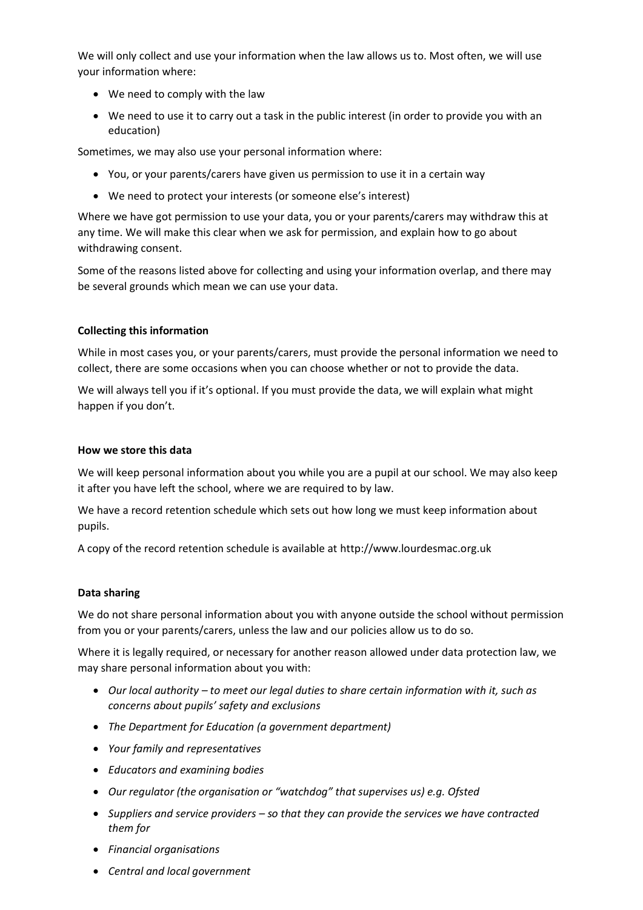We will only collect and use your information when the law allows us to. Most often, we will use your information where:

- We need to comply with the law
- We need to use it to carry out a task in the public interest (in order to provide you with an education)

Sometimes, we may also use your personal information where:

- You, or your parents/carers have given us permission to use it in a certain way
- We need to protect your interests (or someone else's interest)

Where we have got permission to use your data, you or your parents/carers may withdraw this at any time. We will make this clear when we ask for permission, and explain how to go about withdrawing consent.

Some of the reasons listed above for collecting and using your information overlap, and there may be several grounds which mean we can use your data.

**Collecting this information**

While in most cases you, or your parents/carers, must provide the personal information we need to collect, there are some occasions when you can choose whether or not to provide the data.

We will always tell you if it's optional. If you must provide the data, we will explain what might happen if you don't.

**How we store this data**

We will keep personal information about you while you are a pupil at our school. We may also keep it after you have left the school, where we are required to by law.

We have a record retention schedule which sets out how long we must keep information about pupils.

A copy of the record retention schedule is available at http://www.lourdesmac.org.uk

**Data sharing**

We do not share personal information about you with anyone outside the school without permission from you or your parents/carers, unless the law and our policies allow us to do so.

Where it is legally required, or necessary for another reason allowed under data protection law, we may share personal information about you with:

- *Our local authority – to meet our legal duties to share certain information with it, such as concerns about pupils' safety and exclusions*
- *The Department for Education (a government department)*
- *Your family and representatives*
- *Educators and examining bodies*
- *Our regulator (the organisation or "watchdog" that supervises us) e.g. Ofsted*
- *Suppliers and service providers – so that they can provide the services we have contracted them for*
- *Financial organisations*
- *Central and local government*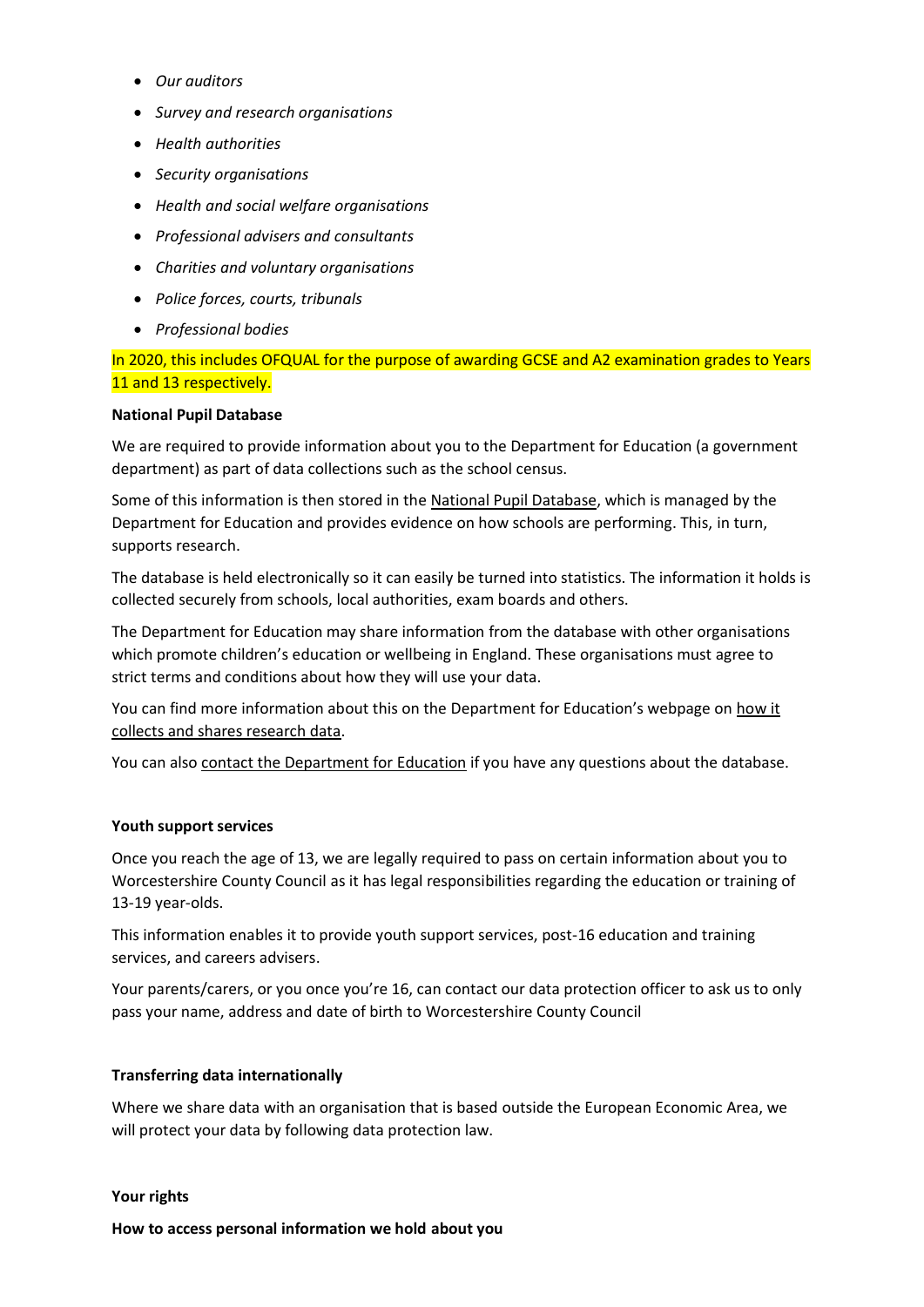- *Our auditors*
- *Survey and research organisations*
- *Health authorities*
- *Security organisations*
- *Health and social welfare organisations*
- *Professional advisers and consultants*
- *Charities and voluntary organisations*
- *Police forces, courts, tribunals*
- *Professional bodies*

In 2020, this includes OFQUAL for the purpose of awarding GCSE and A2 examination grades to Years 11 and 13 respectively.

**National Pupil Database**

We are required to provide information about you to the Department for Education (a government department) as part of data collections such as the school census.

Some of this information is then stored in the National Pupil Database, which is managed by the Department for Education and provides evidence on how schools are performing. This, in turn, supports research.

The database is held electronically so it can easily be turned into statistics. The information it holds is collected securely from schools, local authorities, exam boards and others.

The Department for Education may share information from the database with other organisations which promote children's education or wellbeing in England. These organisations must agree to strict terms and conditions about how they will use your data.

You can find more information about this on the Department for Education's webpage on how it collects and shares research data.

You can also contact the Department for Education if you have any questions about the database.

**Youth support services**

Once you reach the age of 13, we are legally required to pass on certain information about you to Worcestershire County Council as it has legal responsibilities regarding the education or training of 13-19 year-olds.

This information enables it to provide youth support services, post-16 education and training services, and careers advisers.

Your parents/carers, or you once you're 16, can contact our data protection officer to ask us to only pass your name, address and date of birth to Worcestershire County Council

**Transferring data internationally**

Where we share data with an organisation that is based outside the European Economic Area, we will protect your data by following data protection law.

**Your rights**

**How to access personal information we hold about you**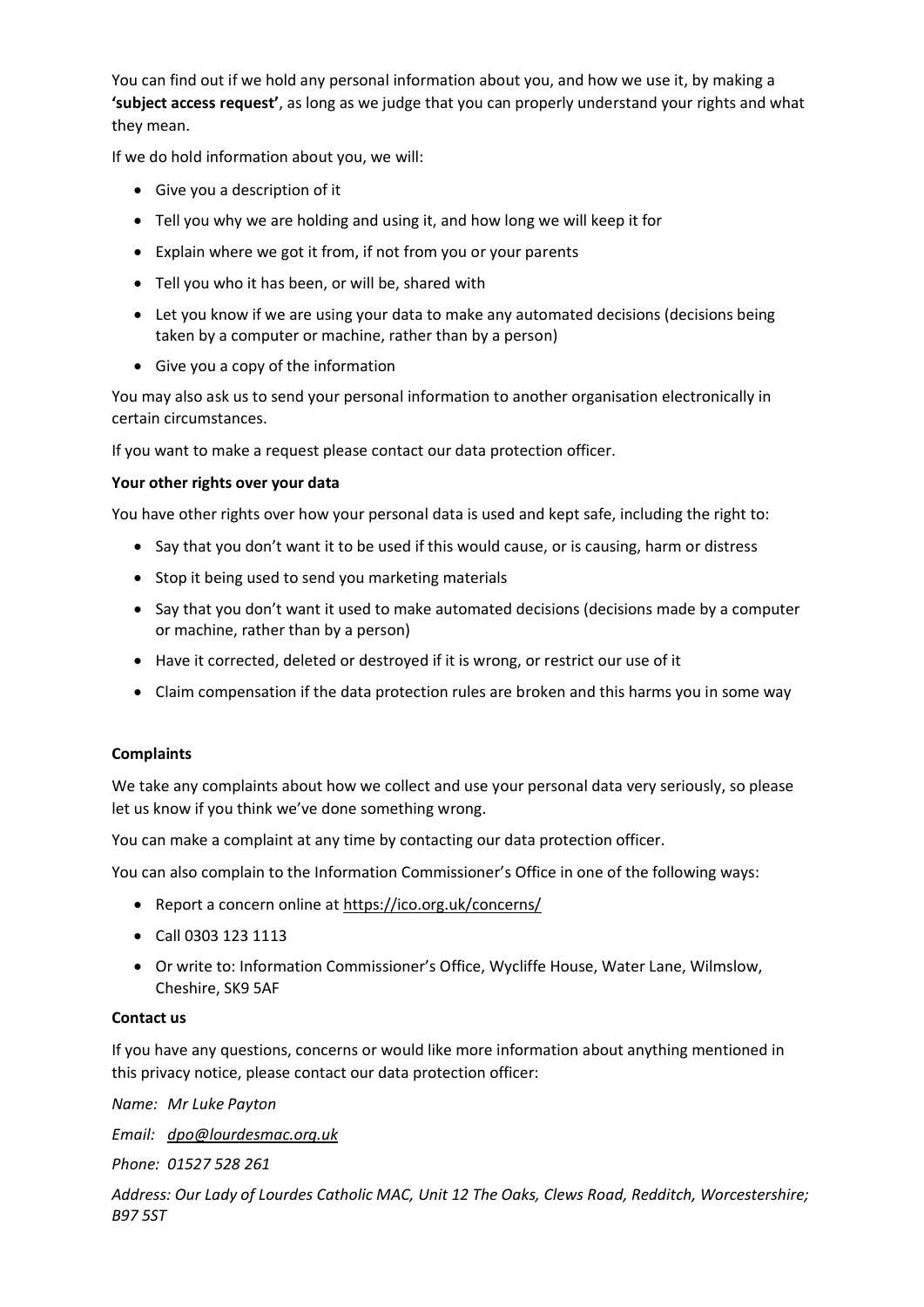You can find out if we hold any personal information about you, and how we use it, by making a **'subject access request'**, as long as we judge that you can properly understand your rights and what they mean.

If we do hold information about you, we will:

- Give you a description of it
- Tell you why we are holding and using it, and how long we will keep it for
- Explain where we got it from, if not from you or your parents
- Tell you who it has been, or will be, shared with
- Let you know if we are using your data to make any automated decisions (decisions being taken by a computer or machine, rather than by a person)
- Give you a copy of the information

You may also ask us to send your personal information to another organisation electronically in certain circumstances.

If you want to make a request please contact our data protection officer.

**Your other rights over your data**

You have other rights over how your personal data is used and kept safe, including the right to:

- Say that you don't want it to be used if this would cause, or is causing, harm or distress
- Stop it being used to send you marketing materials
- Say that you don't want it used to make automated decisions (decisions made by a computer or machine, rather than by a person)
- Have it corrected, deleted or destroyed if it is wrong, or restrict our use of it
- Claim compensation if the data protection rules are broken and this harms you in some way

**Complaints**

We take any complaints about how we collect and use your personal data very seriously, so please let us know if you think we've done something wrong.

You can make a complaint at any time by contacting our data protection officer.

You can also complain to the Information Commissioner's Office in one of the following ways:

- Report a concern online at https://ico.org.uk/concerns/
- Call 0303 123 1113
- Or write to: Information Commissioner's Office, Wycliffe House, Water Lane, Wilmslow, Cheshire, SK9 5AF

**Contact us**

If you have any questions, concerns or would like more information about anything mentioned in this privacy notice, please contact our data protection officer:

*Name: Mr Luke Payton*

*Email: dpo@lourdesmac.org.uk*

*Phone: 01527 528 261*

*Address: Our Lady of Lourdes Catholic MAC, Unit 12 The Oaks, Clews Road, Redditch, Worcestershire; B97 5ST*